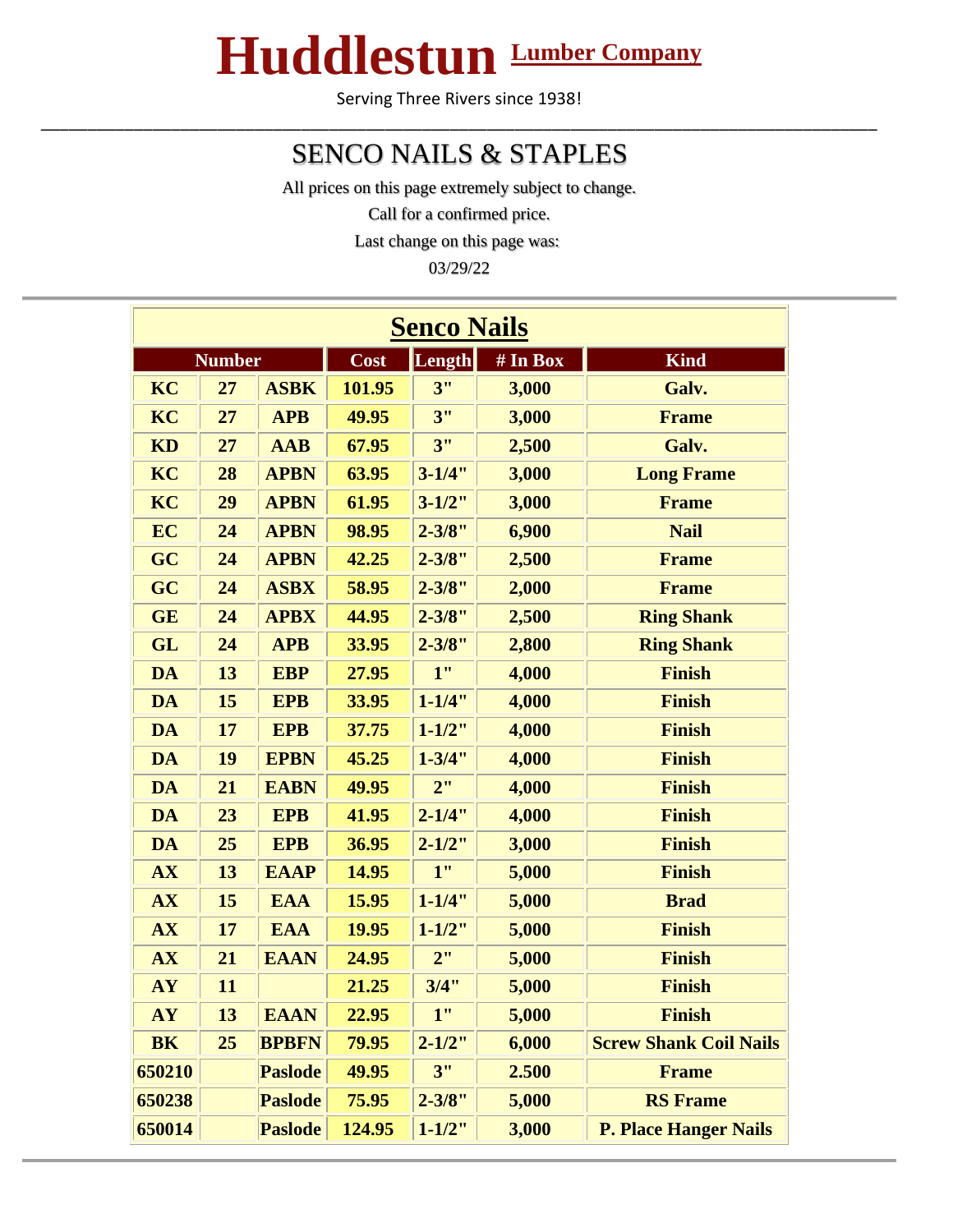# Huddlestun Lumber Company

Serving Three Rivers since 1938!

---

## SENCO NAILS & STAPLES

All prices on this page extremely subject to change.

Call for a confirmed price.

Last change on this page was:

03/29/22

---

| Senco Nails | | | | | | |
|---|---|---|---|---|---|---|
| **Number** | | | **Cost** | **Length** | **# In Box** | **Kind** |
| **KC** | **27** | **ASBK** | **101.95** | **3"** | **3,000** | **Galv.** |
| **KC** | **27** | **APB** | **49.95** | **3"** | **3,000** | **Frame** |
| **KD** | **27** | **AAB** | **67.95** | **3"** | **2,500** | **Galv.** |
| **KC** | **28** | **APBN** | **63.95** | **3-1/4"** | **3,000** | **Long Frame** |
| **KC** | **29** | **APBN** | **61.95** | **3-1/2"** | **3,000** | **Frame** |
| **EC** | **24** | **APBN** | **98.95** | **2-3/8"** | **6,900** | **Nail** |
| **GC** | **24** | **APBN** | **42.25** | **2-3/8"** | **2,500** | **Frame** |
| **GC** | **24** | **ASBX** | **58.95** | **2-3/8"** | **2,000** | **Frame** |
| **GE** | **24** | **APBX** | **44.95** | **2-3/8"** | **2,500** | **Ring Shank** |
| **GL** | **24** | **APB** | **33.95** | **2-3/8"** | **2,800** | **Ring Shank** |
| **DA** | **13** | **EBP** | **27.95** | **1"** | **4,000** | **Finish** |
| **DA** | **15** | **EPB** | **33.95** | **1-1/4"** | **4,000** | **Finish** |
| **DA** | **17** | **EPB** | **37.75** | **1-1/2"** | **4,000** | **Finish** |
| **DA** | **19** | **EPBN** | **45.25** | **1-3/4"** | **4,000** | **Finish** |
| **DA** | **21** | **EABN** | **49.95** | **2"** | **4,000** | **Finish** |
| **DA** | **23** | **EPB** | **41.95** | **2-1/4"** | **4,000** | **Finish** |
| **DA** | **25** | **EPB** | **36.95** | **2-1/2"** | **3,000** | **Finish** |
| **AX** | **13** | **EAAP** | **14.95** | **1"** | **5,000** | **Finish** |
| **AX** | **15** | **EAA** | **15.95** | **1-1/4"** | **5,000** | **Brad** |
| **AX** | **17** | **EAA** | **19.95** | **1-1/2"** | **5,000** | **Finish** |
| **AX** | **21** | **EAAN** | **24.95** | **2"** | **5,000** | **Finish** |
| **AY** | **11** | | **21.25** | **3/4"** | **5,000** | **Finish** |
| **AY** | **13** | **EAAN** | **22.95** | **1"** | **5,000** | **Finish** |
| **BK** | **25** | **BPBFN** | **79.95** | **2-1/2"** | **6,000** | **Screw Shank Coil Nails** |
| **650210** | | **Paslode** | **49.95** | **3"** | **2.500** | **Frame** |
| **650238** | | **Paslode** | **75.95** | **2-3/8"** | **5,000** | **RS Frame** |
| **650014** | | **Paslode** | **124.95** | **1-1/2"** | **3,000** | **P. Place Hanger Nails** |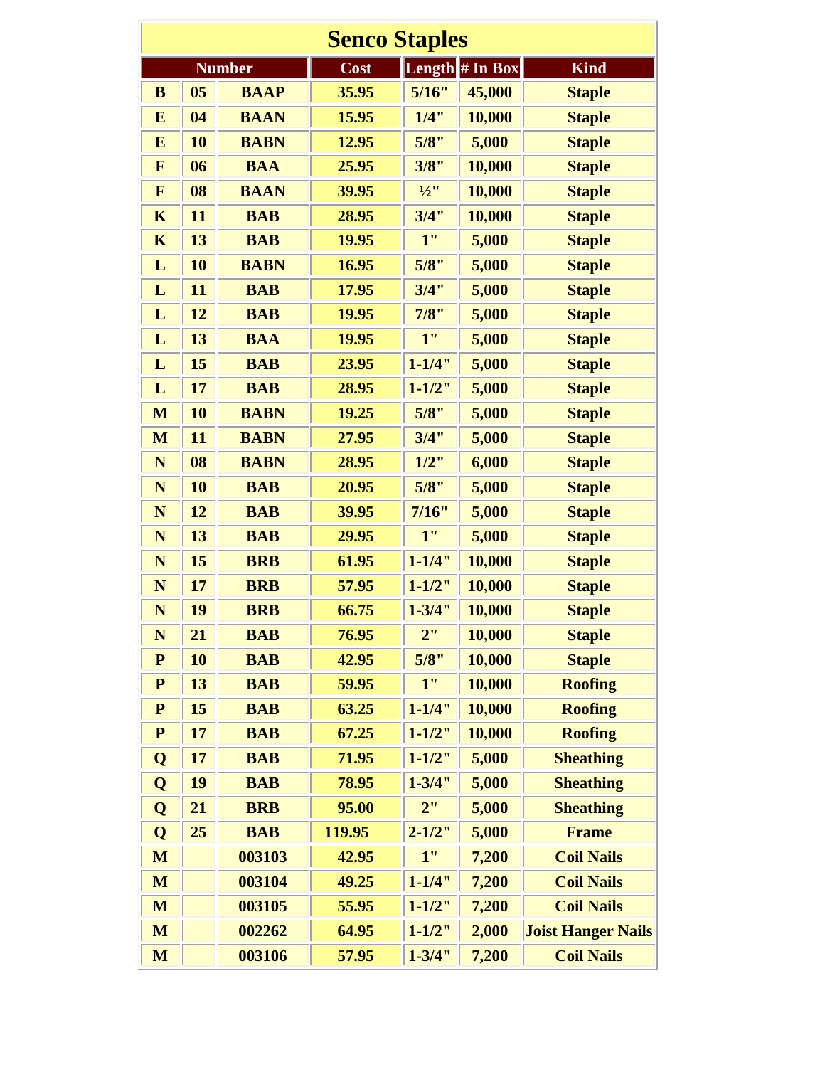# Senco Staples

| Number | | | Cost | Length | # In Box | Kind |
|---|---|---|---|---|---|---|
| B | 05 | BAAP | 35.95 | 5/16" | 45,000 | Staple |
| E | 04 | BAAN | 15.95 | 1/4" | 10,000 | Staple |
| E | 10 | BABN | 12.95 | 5/8" | 5,000 | Staple |
| F | 06 | BAA | 25.95 | 3/8" | 10,000 | Staple |
| F | 08 | BAAN | 39.95 | ½" | 10,000 | Staple |
| K | 11 | BAB | 28.95 | 3/4" | 10,000 | Staple |
| K | 13 | BAB | 19.95 | 1" | 5,000 | Staple |
| L | 10 | BABN | 16.95 | 5/8" | 5,000 | Staple |
| L | 11 | BAB | 17.95 | 3/4" | 5,000 | Staple |
| L | 12 | BAB | 19.95 | 7/8" | 5,000 | Staple |
| L | 13 | BAA | 19.95 | 1" | 5,000 | Staple |
| L | 15 | BAB | 23.95 | 1-1/4" | 5,000 | Staple |
| L | 17 | BAB | 28.95 | 1-1/2" | 5,000 | Staple |
| M | 10 | BABN | 19.25 | 5/8" | 5,000 | Staple |
| M | 11 | BABN | 27.95 | 3/4" | 5,000 | Staple |
| N | 08 | BABN | 28.95 | 1/2" | 6,000 | Staple |
| N | 10 | BAB | 20.95 | 5/8" | 5,000 | Staple |
| N | 12 | BAB | 39.95 | 7/16" | 5,000 | Staple |
| N | 13 | BAB | 29.95 | 1" | 5,000 | Staple |
| N | 15 | BRB | 61.95 | 1-1/4" | 10,000 | Staple |
| N | 17 | BRB | 57.95 | 1-1/2" | 10,000 | Staple |
| N | 19 | BRB | 66.75 | 1-3/4" | 10,000 | Staple |
| N | 21 | BAB | 76.95 | 2" | 10,000 | Staple |
| P | 10 | BAB | 42.95 | 5/8" | 10,000 | Staple |
| P | 13 | BAB | 59.95 | 1" | 10,000 | Roofing |
| P | 15 | BAB | 63.25 | 1-1/4" | 10,000 | Roofing |
| P | 17 | BAB | 67.25 | 1-1/2" | 10,000 | Roofing |
| Q | 17 | BAB | 71.95 | 1-1/2" | 5,000 | Sheathing |
| Q | 19 | BAB | 78.95 | 1-3/4" | 5,000 | Sheathing |
| Q | 21 | BRB | 95.00 | 2" | 5,000 | Sheathing |
| Q | 25 | BAB | 119.95 | 2-1/2" | 5,000 | Frame |
| M | | 003103 | 42.95 | 1" | 7,200 | Coil Nails |
| M | | 003104 | 49.25 | 1-1/4" | 7,200 | Coil Nails |
| M | | 003105 | 55.95 | 1-1/2" | 7,200 | Coil Nails |
| M | | 002262 | 64.95 | 1-1/2" | 2,000 | Joist Hanger Nails |
| M | | 003106 | 57.95 | 1-3/4" | 7,200 | Coil Nails |